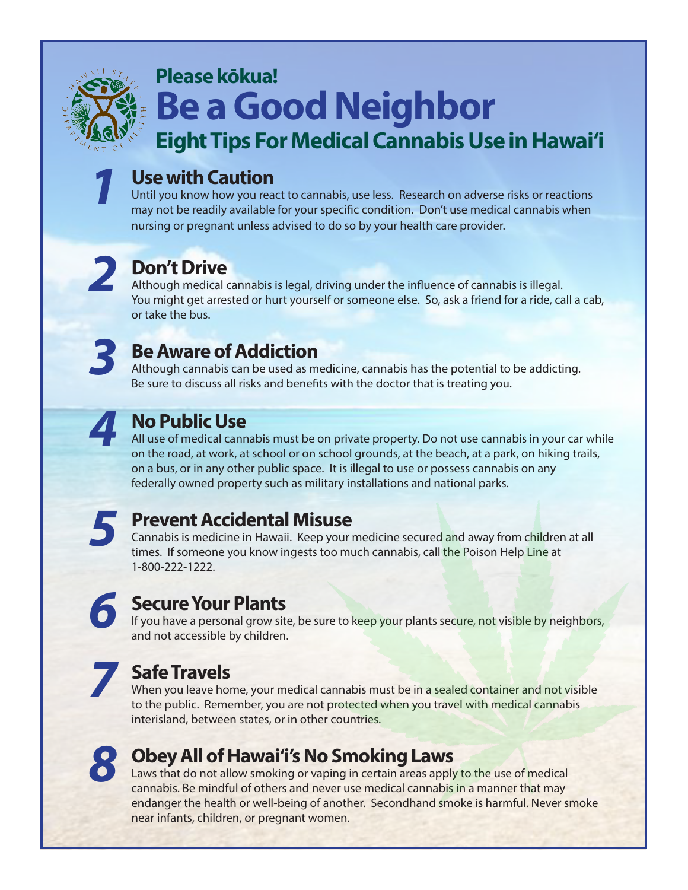Please kōkua!

# Be a Good Neighbor

## Eight Tips For Medical Cannabis Use in Hawai'i

### 1 Use with Caution

Until you know how you react to cannabis, use less. Research on adverse risks or reactions may not be readily available for your specific condition. Don't use medical cannabis when nursing or pregnant unless advised to do so by your health care provider.

### 2 Don't Drive

Although medical cannabis is legal, driving under the influence of cannabis is illegal. You might get arrested or hurt yourself or someone else. So, ask a friend for a ride, call a cab, or take the bus.

### 3 Be Aware of Addiction

Although cannabis can be used as medicine, cannabis has the potential to be addicting. Be sure to discuss all risks and benefits with the doctor that is treating you.

### 4 No Public Use

All use of medical cannabis must be on private property. Do not use cannabis in your car while on the road, at work, at school or on school grounds, at the beach, at a park, on hiking trails, on a bus, or in any other public space. It is illegal to use or possess cannabis on any federally owned property such as military installations and national parks.

### 5 Prevent Accidental Misuse

Cannabis is medicine in Hawaii. Keep your medicine secured and away from children at all times. If someone you know ingests too much cannabis, call the Poison Help Line at 1-800-222-1222.

### 6 Secure Your Plants

If you have a personal grow site, be sure to keep your plants secure, not visible by neighbors, and not accessible by children.

### 7 Safe Travels

When you leave home, your medical cannabis must be in a sealed container and not visible to the public. Remember, you are not protected when you travel with medical cannabis interisland, between states, or in other countries.

### 8 Obey All of Hawai'i's No Smoking Laws

Laws that do not allow smoking or vaping in certain areas apply to the use of medical cannabis. Be mindful of others and never use medical cannabis in a manner that may endanger the health or well-being of another. Secondhand smoke is harmful. Never smoke near infants, children, or pregnant women.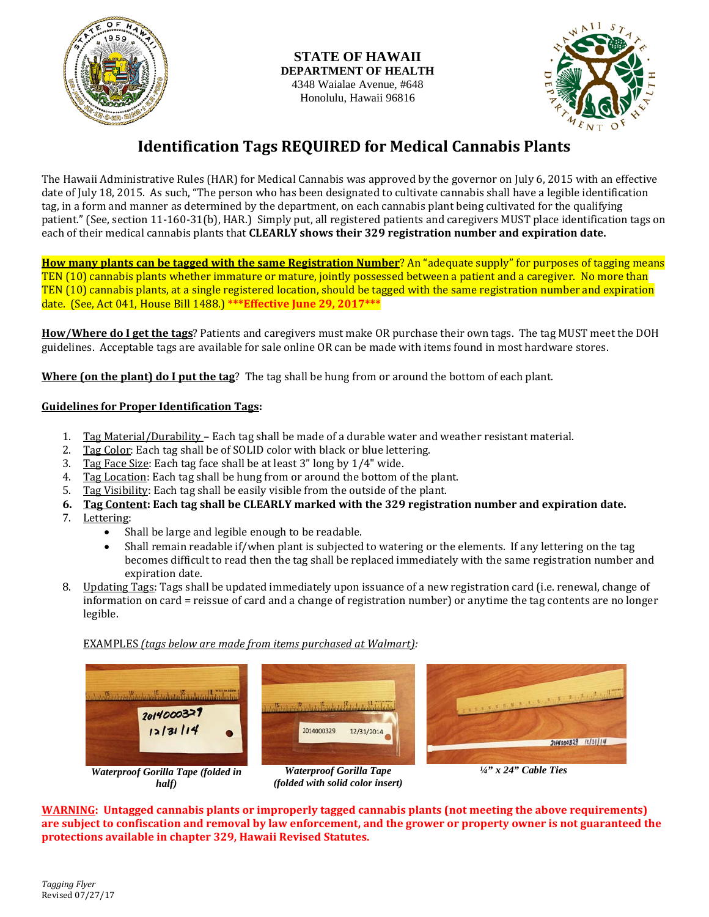STATE OF HAWAII
DEPARTMENT OF HEALTH
4348 Waialae Avenue, #648
Honolulu, Hawaii 96816

# Identification Tags REQUIRED for Medical Cannabis Plants

The Hawaii Administrative Rules (HAR) for Medical Cannabis was approved by the governor on July 6, 2015 with an effective date of July 18, 2015. As such, "The person who has been designated to cultivate cannabis shall have a legible identification tag, in a form and manner as determined by the department, on each cannabis plant being cultivated for the qualifying patient." (See, section 11-160-31(b), HAR.) Simply put, all registered patients and caregivers MUST place identification tags on each of their medical cannabis plants that **CLEARLY shows their 329 registration number and expiration date.**

**How many plants can be tagged with the same Registration Number**? An "adequate supply" for purposes of tagging means TEN (10) cannabis plants whether immature or mature, jointly possessed between a patient and a caregiver. No more than TEN (10) cannabis plants, at a single registered location, should be tagged with the same registration number and expiration date. (See, Act 041, House Bill 1488.) **\*\*\*Effective June 29, 2017\*\*\***

**How/Where do I get the tags**? Patients and caregivers must make OR purchase their own tags. The tag MUST meet the DOH guidelines. Acceptable tags are available for sale online OR can be made with items found in most hardware stores.

**Where (on the plant) do I put the tag**? The tag shall be hung from or around the bottom of each plant.

**Guidelines for Proper Identification Tags:**

1. Tag Material/Durability – Each tag shall be made of a durable water and weather resistant material.
2. Tag Color: Each tag shall be of SOLID color with black or blue lettering.
3. Tag Face Size: Each tag face shall be at least 3" long by 1/4" wide.
4. Tag Location: Each tag shall be hung from or around the bottom of the plant.
5. Tag Visibility: Each tag shall be easily visible from the outside of the plant.
6. **Tag Content: Each tag shall be CLEARLY marked with the 329 registration number and expiration date.**
7. Lettering:
   - Shall be large and legible enough to be readable.
   - Shall remain readable if/when plant is subjected to watering or the elements. If any lettering on the tag becomes difficult to read then the tag shall be replaced immediately with the same registration number and expiration date.
8. Updating Tags: Tags shall be updated immediately upon issuance of a new registration card (i.e. renewal, change of information on card = reissue of card and a change of registration number) or anytime the tag contents are no longer legible.

EXAMPLES *(tags below are made from items purchased at Walmart)*:

*Waterproof Gorilla Tape (folded in half)*

*Waterproof Gorilla Tape (folded with solid color insert)*

*¼" x 24" Cable Ties*

**WARNING: Untagged cannabis plants or improperly tagged cannabis plants (not meeting the above requirements) are subject to confiscation and removal by law enforcement, and the grower or property owner is not guaranteed the protections available in chapter 329, Hawaii Revised Statutes.**

*Tagging Flyer*
Revised 07/27/17